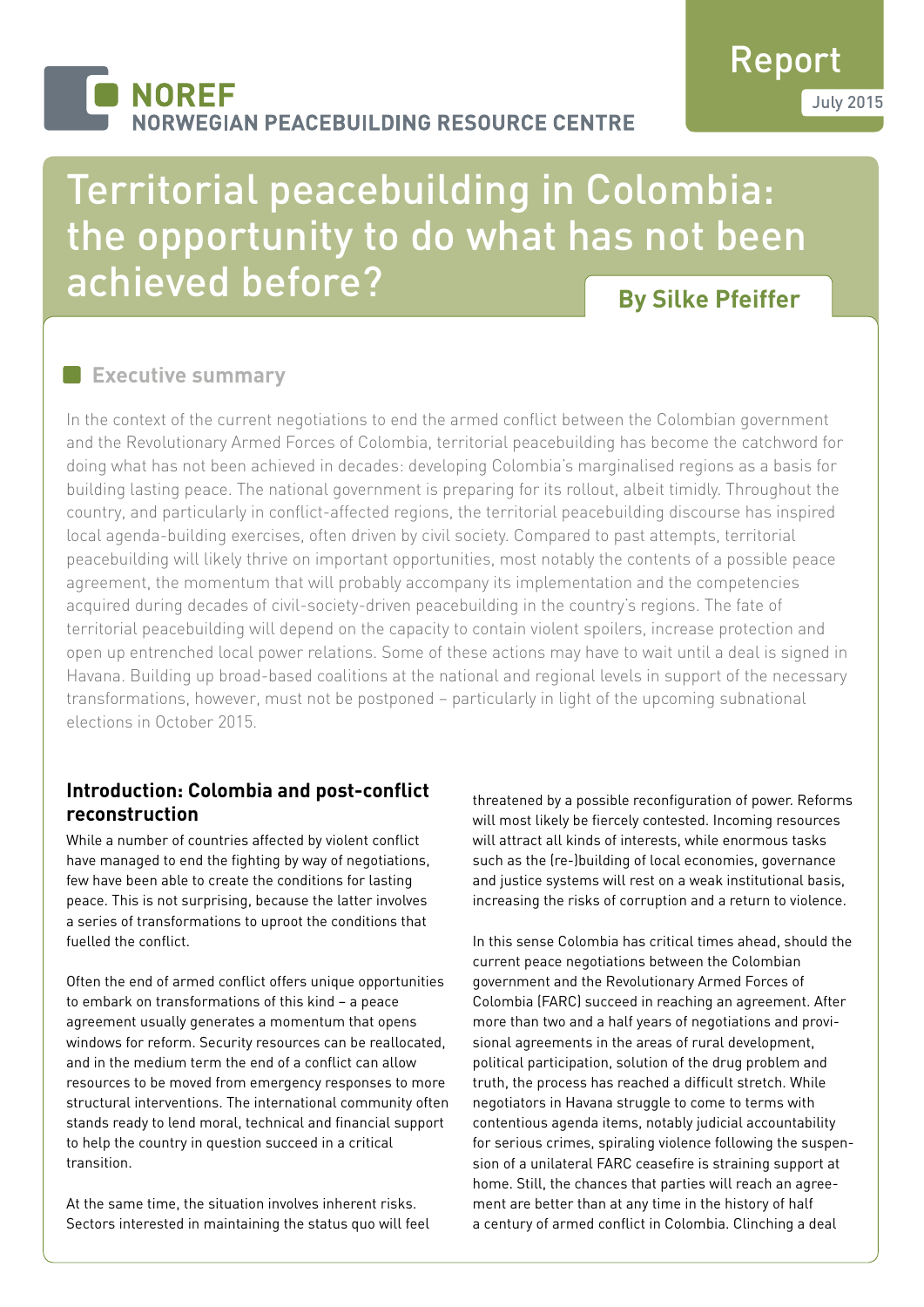NOREF
NORWEGIAN PEACEBUILDING RESOURCE CENTRE

Report
July 2015

# Territorial peacebuilding in Colombia: the opportunity to do what has not been achieved before?

**By Silke Pfeiffer**

## Executive summary

In the context of the current negotiations to end the armed conflict between the Colombian government and the Revolutionary Armed Forces of Colombia, territorial peacebuilding has become the catchword for doing what has not been achieved in decades: developing Colombia's marginalised regions as a basis for building lasting peace. The national government is preparing for its rollout, albeit timidly. Throughout the country, and particularly in conflict-affected regions, the territorial peacebuilding discourse has inspired local agenda-building exercises, often driven by civil society. Compared to past attempts, territorial peacebuilding will likely thrive on important opportunities, most notably the contents of a possible peace agreement, the momentum that will probably accompany its implementation and the competencies acquired during decades of civil-society-driven peacebuilding in the country's regions. The fate of territorial peacebuilding will depend on the capacity to contain violent spoilers, increase protection and open up entrenched local power relations. Some of these actions may have to wait until a deal is signed in Havana. Building up broad-based coalitions at the national and regional levels in support of the necessary transformations, however, must not be postponed – particularly in light of the upcoming subnational elections in October 2015.

## Introduction: Colombia and post-conflict reconstruction

While a number of countries affected by violent conflict have managed to end the fighting by way of negotiations, few have been able to create the conditions for lasting peace. This is not surprising, because the latter involves a series of transformations to uproot the conditions that fuelled the conflict.

Often the end of armed conflict offers unique opportunities to embark on transformations of this kind – a peace agreement usually generates a momentum that opens windows for reform. Security resources can be reallocated, and in the medium term the end of a conflict can allow resources to be moved from emergency responses to more structural interventions. The international community often stands ready to lend moral, technical and financial support to help the country in question succeed in a critical transition.

At the same time, the situation involves inherent risks. Sectors interested in maintaining the status quo will feel threatened by a possible reconfiguration of power. Reforms will most likely be fiercely contested. Incoming resources will attract all kinds of interests, while enormous tasks such as the (re-)building of local economies, governance and justice systems will rest on a weak institutional basis, increasing the risks of corruption and a return to violence.

In this sense Colombia has critical times ahead, should the current peace negotiations between the Colombian government and the Revolutionary Armed Forces of Colombia (FARC) succeed in reaching an agreement. After more than two and a half years of negotiations and provisional agreements in the areas of rural development, political participation, solution of the drug problem and truth, the process has reached a difficult stretch. While negotiators in Havana struggle to come to terms with contentious agenda items, notably judicial accountability for serious crimes, spiraling violence following the suspension of a unilateral FARC ceasefire is straining support at home. Still, the chances that parties will reach an agreement are better than at any time in the history of half a century of armed conflict in Colombia. Clinching a deal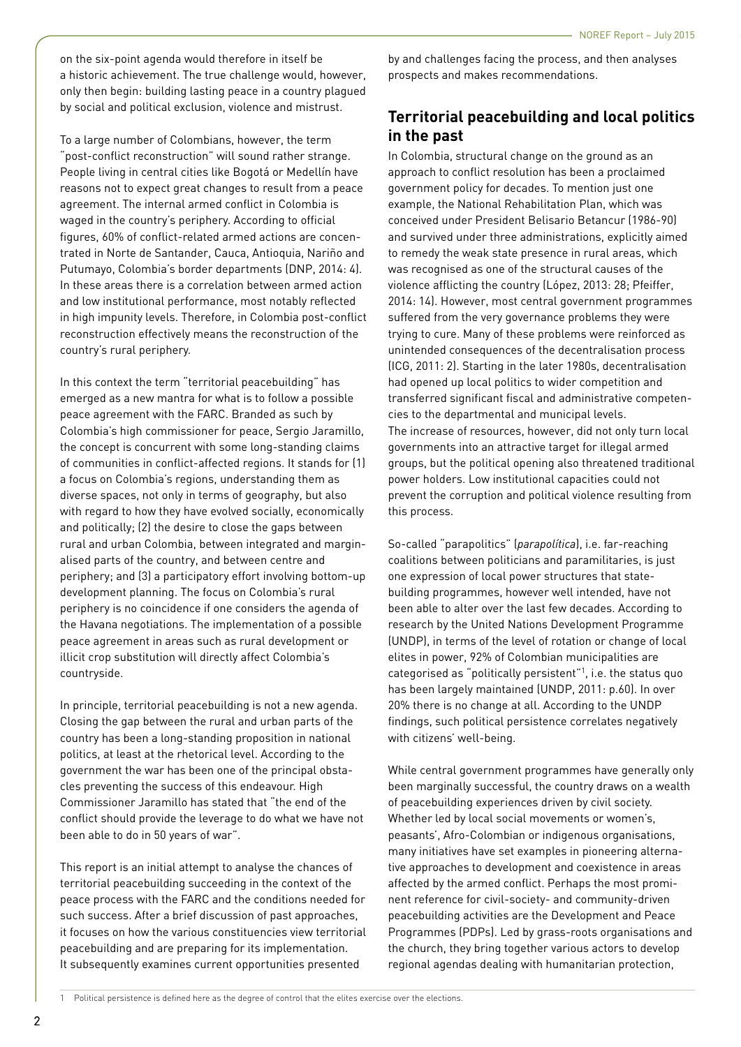on the six-point agenda would therefore in itself be a historic achievement. The true challenge would, however, only then begin: building lasting peace in a country plagued by social and political exclusion, violence and mistrust.

To a large number of Colombians, however, the term "post-conflict reconstruction" will sound rather strange. People living in central cities like Bogotá or Medellín have reasons not to expect great changes to result from a peace agreement. The internal armed conflict in Colombia is waged in the country's periphery. According to official figures, 60% of conflict-related armed actions are concentrated in Norte de Santander, Cauca, Antioquia, Nariño and Putumayo, Colombia's border departments (DNP, 2014: 4). In these areas there is a correlation between armed action and low institutional performance, most notably reflected in high impunity levels. Therefore, in Colombia post-conflict reconstruction effectively means the reconstruction of the country's rural periphery.

In this context the term "territorial peacebuilding" has emerged as a new mantra for what is to follow a possible peace agreement with the FARC. Branded as such by Colombia's high commissioner for peace, Sergio Jaramillo, the concept is concurrent with some long-standing claims of communities in conflict-affected regions. It stands for (1) a focus on Colombia's regions, understanding them as diverse spaces, not only in terms of geography, but also with regard to how they have evolved socially, economically and politically; (2) the desire to close the gaps between rural and urban Colombia, between integrated and marginalised parts of the country, and between centre and periphery; and (3) a participatory effort involving bottom-up development planning. The focus on Colombia's rural periphery is no coincidence if one considers the agenda of the Havana negotiations. The implementation of a possible peace agreement in areas such as rural development or illicit crop substitution will directly affect Colombia's countryside.

In principle, territorial peacebuilding is not a new agenda. Closing the gap between the rural and urban parts of the country has been a long-standing proposition in national politics, at least at the rhetorical level. According to the government the war has been one of the principal obstacles preventing the success of this endeavour. High Commissioner Jaramillo has stated that "the end of the conflict should provide the leverage to do what we have not been able to do in 50 years of war".

This report is an initial attempt to analyse the chances of territorial peacebuilding succeeding in the context of the peace process with the FARC and the conditions needed for such success. After a brief discussion of past approaches, it focuses on how the various constituencies view territorial peacebuilding and are preparing for its implementation. It subsequently examines current opportunities presented by and challenges facing the process, and then analyses prospects and makes recommendations.

## Territorial peacebuilding and local politics in the past

In Colombia, structural change on the ground as an approach to conflict resolution has been a proclaimed government policy for decades. To mention just one example, the National Rehabilitation Plan, which was conceived under President Belisario Betancur (1986-90) and survived under three administrations, explicitly aimed to remedy the weak state presence in rural areas, which was recognised as one of the structural causes of the violence afflicting the country (López, 2013: 28; Pfeiffer, 2014: 14). However, most central government programmes suffered from the very governance problems they were trying to cure. Many of these problems were reinforced as unintended consequences of the decentralisation process (ICG, 2011: 2). Starting in the later 1980s, decentralisation had opened up local politics to wider competition and transferred significant fiscal and administrative competencies to the departmental and municipal levels. The increase of resources, however, did not only turn local governments into an attractive target for illegal armed groups, but the political opening also threatened traditional power holders. Low institutional capacities could not prevent the corruption and political violence resulting from this process.

So-called "parapolitics" (*parapolítica*), i.e. far-reaching coalitions between politicians and paramilitaries, is just one expression of local power structures that state-building programmes, however well intended, have not been able to alter over the last few decades. According to research by the United Nations Development Programme (UNDP), in terms of the level of rotation or change of local elites in power, 92% of Colombian municipalities are categorised as "politically persistent"[1], i.e. the status quo has been largely maintained (UNDP, 2011: p.60). In over 20% there is no change at all. According to the UNDP findings, such political persistence correlates negatively with citizens' well-being.

While central government programmes have generally only been marginally successful, the country draws on a wealth of peacebuilding experiences driven by civil society. Whether led by local social movements or women's, peasants', Afro-Colombian or indigenous organisations, many initiatives have set examples in pioneering alternative approaches to development and coexistence in areas affected by the armed conflict. Perhaps the most prominent reference for civil-society- and community-driven peacebuilding activities are the Development and Peace Programmes (PDPs). Led by grass-roots organisations and the church, they bring together various actors to develop regional agendas dealing with humanitarian protection,

[1] Political persistence is defined here as the degree of control that the elites exercise over the elections.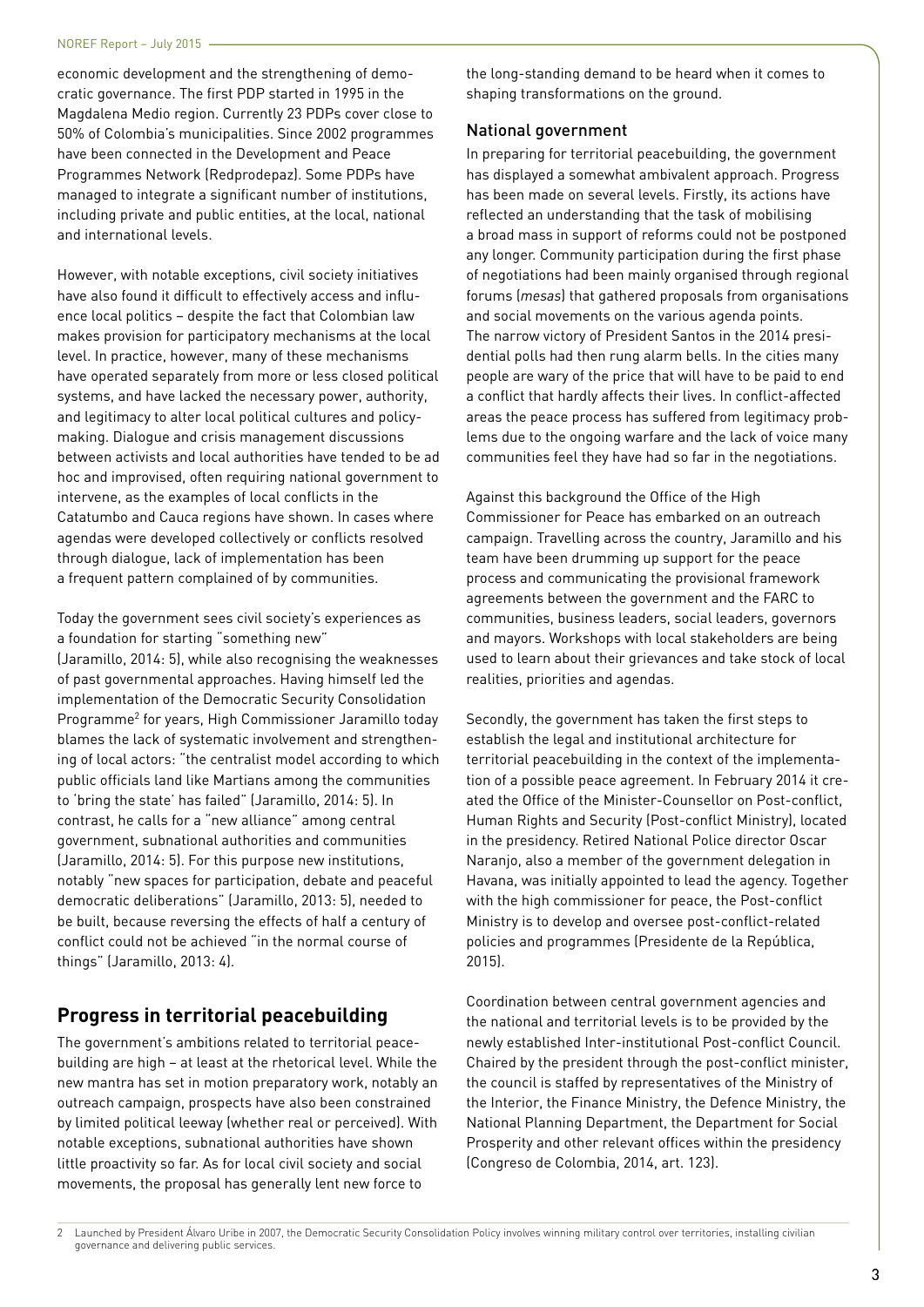economic development and the strengthening of democratic governance. The first PDP started in 1995 in the Magdalena Medio region. Currently 23 PDPs cover close to 50% of Colombia's municipalities. Since 2002 programmes have been connected in the Development and Peace Programmes Network (Redprodepaz). Some PDPs have managed to integrate a significant number of institutions, including private and public entities, at the local, national and international levels.

However, with notable exceptions, civil society initiatives have also found it difficult to effectively access and influence local politics – despite the fact that Colombian law makes provision for participatory mechanisms at the local level. In practice, however, many of these mechanisms have operated separately from more or less closed political systems, and have lacked the necessary power, authority, and legitimacy to alter local political cultures and policy-making. Dialogue and crisis management discussions between activists and local authorities have tended to be ad hoc and improvised, often requiring national government to intervene, as the examples of local conflicts in the Catatumbo and Cauca regions have shown. In cases where agendas were developed collectively or conflicts resolved through dialogue, lack of implementation has been a frequent pattern complained of by communities.

Today the government sees civil society's experiences as a foundation for starting "something new" (Jaramillo, 2014: 5), while also recognising the weaknesses of past governmental approaches. Having himself led the implementation of the Democratic Security Consolidation Programme[2] for years, High Commissioner Jaramillo today blames the lack of systematic involvement and strengthening of local actors: "the centralist model according to which public officials land like Martians among the communities to 'bring the state' has failed" (Jaramillo, 2014: 5). In contrast, he calls for a "new alliance" among central government, subnational authorities and communities (Jaramillo, 2014: 5). For this purpose new institutions, notably "new spaces for participation, debate and peaceful democratic deliberations" (Jaramillo, 2013: 5), needed to be built, because reversing the effects of half a century of conflict could not be achieved "in the normal course of things" (Jaramillo, 2013: 4).

## Progress in territorial peacebuilding

The government's ambitions related to territorial peacebuilding are high – at least at the rhetorical level. While the new mantra has set in motion preparatory work, notably an outreach campaign, prospects have also been constrained by limited political leeway (whether real or perceived). With notable exceptions, subnational authorities have shown little proactivity so far. As for local civil society and social movements, the proposal has generally lent new force to the long-standing demand to be heard when it comes to shaping transformations on the ground.

### National government

In preparing for territorial peacebuilding, the government has displayed a somewhat ambivalent approach. Progress has been made on several levels. Firstly, its actions have reflected an understanding that the task of mobilising a broad mass in support of reforms could not be postponed any longer. Community participation during the first phase of negotiations had been mainly organised through regional forums (*mesas*) that gathered proposals from organisations and social movements on the various agenda points. The narrow victory of President Santos in the 2014 presidential polls had then rung alarm bells. In the cities many people are wary of the price that will have to be paid to end a conflict that hardly affects their lives. In conflict-affected areas the peace process has suffered from legitimacy problems due to the ongoing warfare and the lack of voice many communities feel they have had so far in the negotiations.

Against this background the Office of the High Commissioner for Peace has embarked on an outreach campaign. Travelling across the country, Jaramillo and his team have been drumming up support for the peace process and communicating the provisional framework agreements between the government and the FARC to communities, business leaders, social leaders, governors and mayors. Workshops with local stakeholders are being used to learn about their grievances and take stock of local realities, priorities and agendas.

Secondly, the government has taken the first steps to establish the legal and institutional architecture for territorial peacebuilding in the context of the implementation of a possible peace agreement. In February 2014 it created the Office of the Minister-Counsellor on Post-conflict, Human Rights and Security (Post-conflict Ministry), located in the presidency. Retired National Police director Oscar Naranjo, also a member of the government delegation in Havana, was initially appointed to lead the agency. Together with the high commissioner for peace, the Post-conflict Ministry is to develop and oversee post-conflict-related policies and programmes (Presidente de la República, 2015).

Coordination between central government agencies and the national and territorial levels is to be provided by the newly established Inter-institutional Post-conflict Council. Chaired by the president through the post-conflict minister, the council is staffed by representatives of the Ministry of the Interior, the Finance Ministry, the Defence Ministry, the National Planning Department, the Department for Social Prosperity and other relevant offices within the presidency (Congreso de Colombia, 2014, art. 123).

---

2 Launched by President Álvaro Uribe in 2007, the Democratic Security Consolidation Policy involves winning military control over territories, installing civilian governance and delivering public services.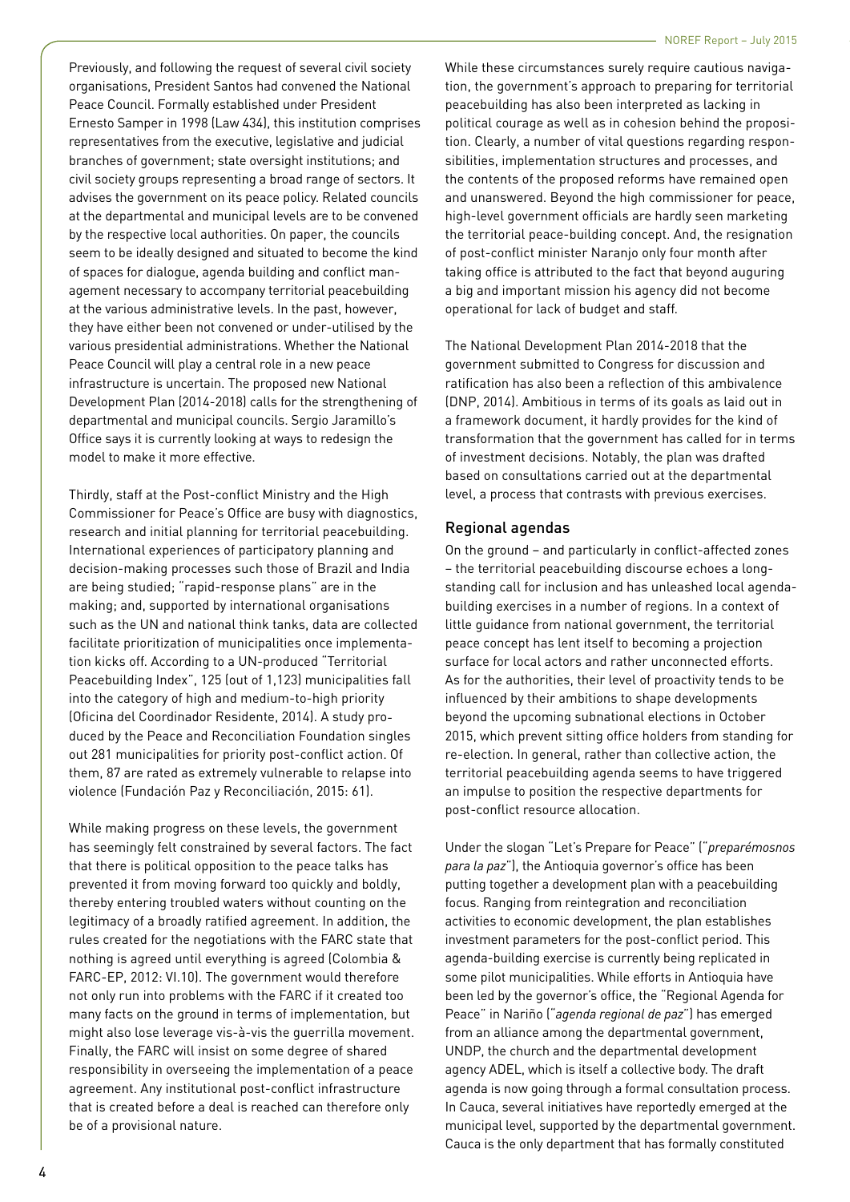Previously, and following the request of several civil society organisations, President Santos had convened the National Peace Council. Formally established under President Ernesto Samper in 1998 (Law 434), this institution comprises representatives from the executive, legislative and judicial branches of government; state oversight institutions; and civil society groups representing a broad range of sectors. It advises the government on its peace policy. Related councils at the departmental and municipal levels are to be convened by the respective local authorities. On paper, the councils seem to be ideally designed and situated to become the kind of spaces for dialogue, agenda building and conflict management necessary to accompany territorial peacebuilding at the various administrative levels. In the past, however, they have either been not convened or under-utilised by the various presidential administrations. Whether the National Peace Council will play a central role in a new peace infrastructure is uncertain. The proposed new National Development Plan (2014-2018) calls for the strengthening of departmental and municipal councils. Sergio Jaramillo's Office says it is currently looking at ways to redesign the model to make it more effective.

Thirdly, staff at the Post-conflict Ministry and the High Commissioner for Peace's Office are busy with diagnostics, research and initial planning for territorial peacebuilding. International experiences of participatory planning and decision-making processes such those of Brazil and India are being studied; "rapid-response plans" are in the making; and, supported by international organisations such as the UN and national think tanks, data are collected facilitate prioritization of municipalities once implementation kicks off. According to a UN-produced "Territorial Peacebuilding Index", 125 (out of 1,123) municipalities fall into the category of high and medium-to-high priority (Oficina del Coordinador Residente, 2014). A study produced by the Peace and Reconciliation Foundation singles out 281 municipalities for priority post-conflict action. Of them, 87 are rated as extremely vulnerable to relapse into violence (Fundación Paz y Reconciliación, 2015: 61).

While making progress on these levels, the government has seemingly felt constrained by several factors. The fact that there is political opposition to the peace talks has prevented it from moving forward too quickly and boldly, thereby entering troubled waters without counting on the legitimacy of a broadly ratified agreement. In addition, the rules created for the negotiations with the FARC state that nothing is agreed until everything is agreed (Colombia & FARC-EP, 2012: VI.10). The government would therefore not only run into problems with the FARC if it created too many facts on the ground in terms of implementation, but might also lose leverage vis-à-vis the guerrilla movement. Finally, the FARC will insist on some degree of shared responsibility in overseeing the implementation of a peace agreement. Any institutional post-conflict infrastructure that is created before a deal is reached can therefore only be of a provisional nature.

While these circumstances surely require cautious navigation, the government's approach to preparing for territorial peacebuilding has also been interpreted as lacking in political courage as well as in cohesion behind the proposition. Clearly, a number of vital questions regarding responsibilities, implementation structures and processes, and the contents of the proposed reforms have remained open and unanswered. Beyond the high commissioner for peace, high-level government officials are hardly seen marketing the territorial peace-building concept. And, the resignation of post-conflict minister Naranjo only four month after taking office is attributed to the fact that beyond auguring a big and important mission his agency did not become operational for lack of budget and staff.

The National Development Plan 2014-2018 that the government submitted to Congress for discussion and ratification has also been a reflection of this ambivalence (DNP, 2014). Ambitious in terms of its goals as laid out in a framework document, it hardly provides for the kind of transformation that the government has called for in terms of investment decisions. Notably, the plan was drafted based on consultations carried out at the departmental level, a process that contrasts with previous exercises.

## Regional agendas

On the ground – and particularly in conflict-affected zones – the territorial peacebuilding discourse echoes a long-standing call for inclusion and has unleashed local agenda-building exercises in a number of regions. In a context of little guidance from national government, the territorial peace concept has lent itself to becoming a projection surface for local actors and rather unconnected efforts. As for the authorities, their level of proactivity tends to be influenced by their ambitions to shape developments beyond the upcoming subnational elections in October 2015, which prevent sitting office holders from standing for re-election. In general, rather than collective action, the territorial peacebuilding agenda seems to have triggered an impulse to position the respective departments for post-conflict resource allocation.

Under the slogan "Let's Prepare for Peace" ("*preparémosnos para la paz*"), the Antioquia governor's office has been putting together a development plan with a peacebuilding focus. Ranging from reintegration and reconciliation activities to economic development, the plan establishes investment parameters for the post-conflict period. This agenda-building exercise is currently being replicated in some pilot municipalities. While efforts in Antioquia have been led by the governor's office, the "Regional Agenda for Peace" in Nariño ("*agenda regional de paz*") has emerged from an alliance among the departmental government, UNDP, the church and the departmental development agency ADEL, which is itself a collective body. The draft agenda is now going through a formal consultation process. In Cauca, several initiatives have reportedly emerged at the municipal level, supported by the departmental government. Cauca is the only department that has formally constituted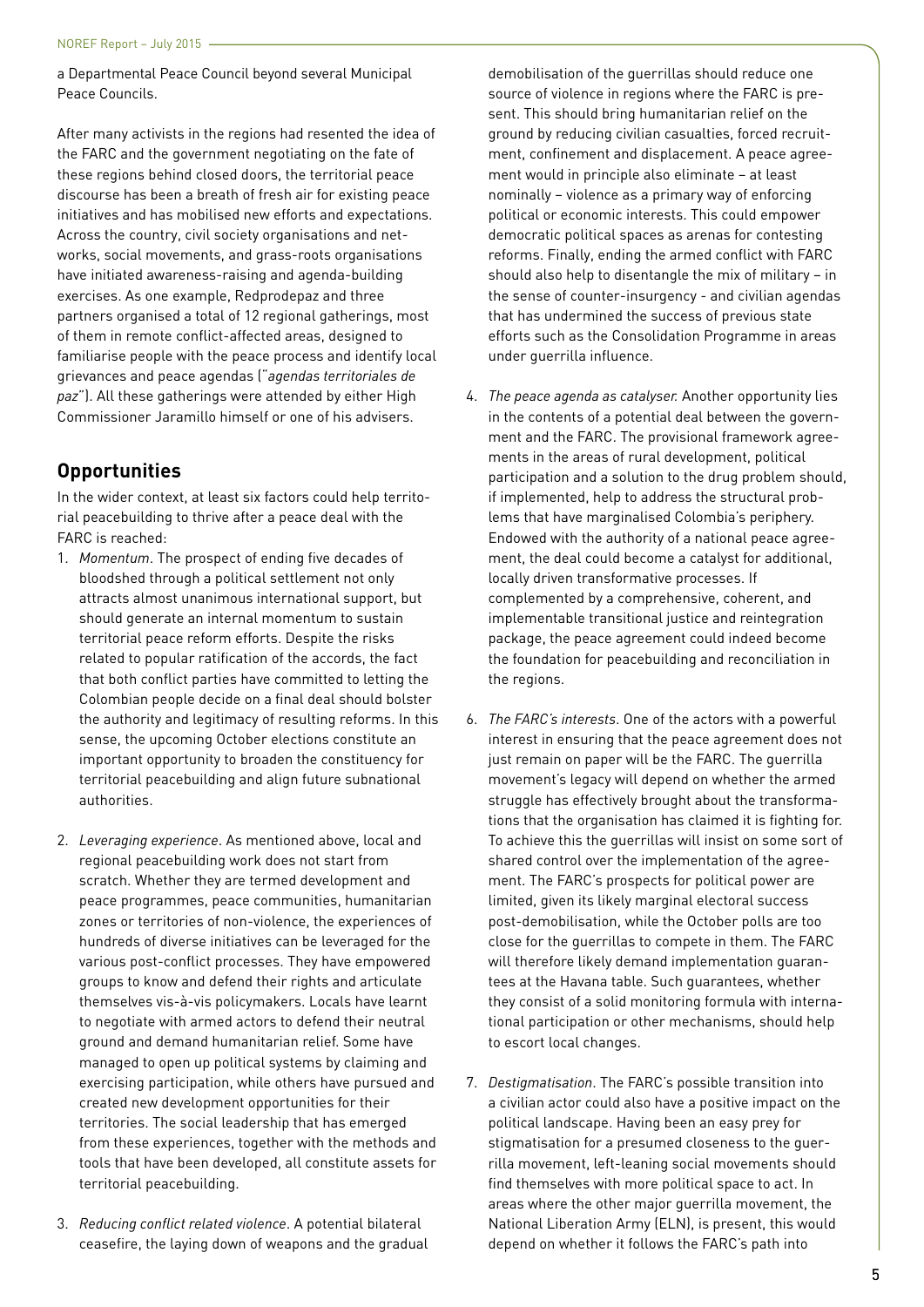a Departmental Peace Council beyond several Municipal Peace Councils.

After many activists in the regions had resented the idea of the FARC and the government negotiating on the fate of these regions behind closed doors, the territorial peace discourse has been a breath of fresh air for existing peace initiatives and has mobilised new efforts and expectations. Across the country, civil society organisations and networks, social movements, and grass-roots organisations have initiated awareness-raising and agenda-building exercises. As one example, Redprodepaz and three partners organised a total of 12 regional gatherings, most of them in remote conflict-affected areas, designed to familiarise people with the peace process and identify local grievances and peace agendas ("*agendas territoriales de paz*"). All these gatherings were attended by either High Commissioner Jaramillo himself or one of his advisers.

## Opportunities

In the wider context, at least six factors could help territorial peacebuilding to thrive after a peace deal with the FARC is reached:

1. *Momentum*. The prospect of ending five decades of bloodshed through a political settlement not only attracts almost unanimous international support, but should generate an internal momentum to sustain territorial peace reform efforts. Despite the risks related to popular ratification of the accords, the fact that both conflict parties have committed to letting the Colombian people decide on a final deal should bolster the authority and legitimacy of resulting reforms. In this sense, the upcoming October elections constitute an important opportunity to broaden the constituency for territorial peacebuilding and align future subnational authorities.

2. *Leveraging experience*. As mentioned above, local and regional peacebuilding work does not start from scratch. Whether they are termed development and peace programmes, peace communities, humanitarian zones or territories of non-violence, the experiences of hundreds of diverse initiatives can be leveraged for the various post-conflict processes. They have empowered groups to know and defend their rights and articulate themselves vis-à-vis policymakers. Locals have learnt to negotiate with armed actors to defend their neutral ground and demand humanitarian relief. Some have managed to open up political systems by claiming and exercising participation, while others have pursued and created new development opportunities for their territories. The social leadership that has emerged from these experiences, together with the methods and tools that have been developed, all constitute assets for territorial peacebuilding.

3. *Reducing conflict related violence*. A potential bilateral ceasefire, the laying down of weapons and the gradual demobilisation of the guerrillas should reduce one source of violence in regions where the FARC is present. This should bring humanitarian relief on the ground by reducing civilian casualties, forced recruitment, confinement and displacement. A peace agreement would in principle also eliminate – at least nominally – violence as a primary way of enforcing political or economic interests. This could empower democratic political spaces as arenas for contesting reforms. Finally, ending the armed conflict with FARC should also help to disentangle the mix of military – in the sense of counter-insurgency - and civilian agendas that has undermined the success of previous state efforts such as the Consolidation Programme in areas under guerrilla influence.

4. *The peace agenda as catalyser.* Another opportunity lies in the contents of a potential deal between the government and the FARC. The provisional framework agreements in the areas of rural development, political participation and a solution to the drug problem should, if implemented, help to address the structural problems that have marginalised Colombia's periphery. Endowed with the authority of a national peace agreement, the deal could become a catalyst for additional, locally driven transformative processes. If complemented by a comprehensive, coherent, and implementable transitional justice and reintegration package, the peace agreement could indeed become the foundation for peacebuilding and reconciliation in the regions.

6. *The FARC's interests*. One of the actors with a powerful interest in ensuring that the peace agreement does not just remain on paper will be the FARC. The guerrilla movement's legacy will depend on whether the armed struggle has effectively brought about the transformations that the organisation has claimed it is fighting for. To achieve this the guerrillas will insist on some sort of shared control over the implementation of the agreement. The FARC's prospects for political power are limited, given its likely marginal electoral success post-demobilisation, while the October polls are too close for the guerrillas to compete in them. The FARC will therefore likely demand implementation guarantees at the Havana table. Such guarantees, whether they consist of a solid monitoring formula with international participation or other mechanisms, should help to escort local changes.

7. *Destigmatisation*. The FARC's possible transition into a civilian actor could also have a positive impact on the political landscape. Having been an easy prey for stigmatisation for a presumed closeness to the guerrilla movement, left-leaning social movements should find themselves with more political space to act. In areas where the other major guerrilla movement, the National Liberation Army (ELN), is present, this would depend on whether it follows the FARC's path into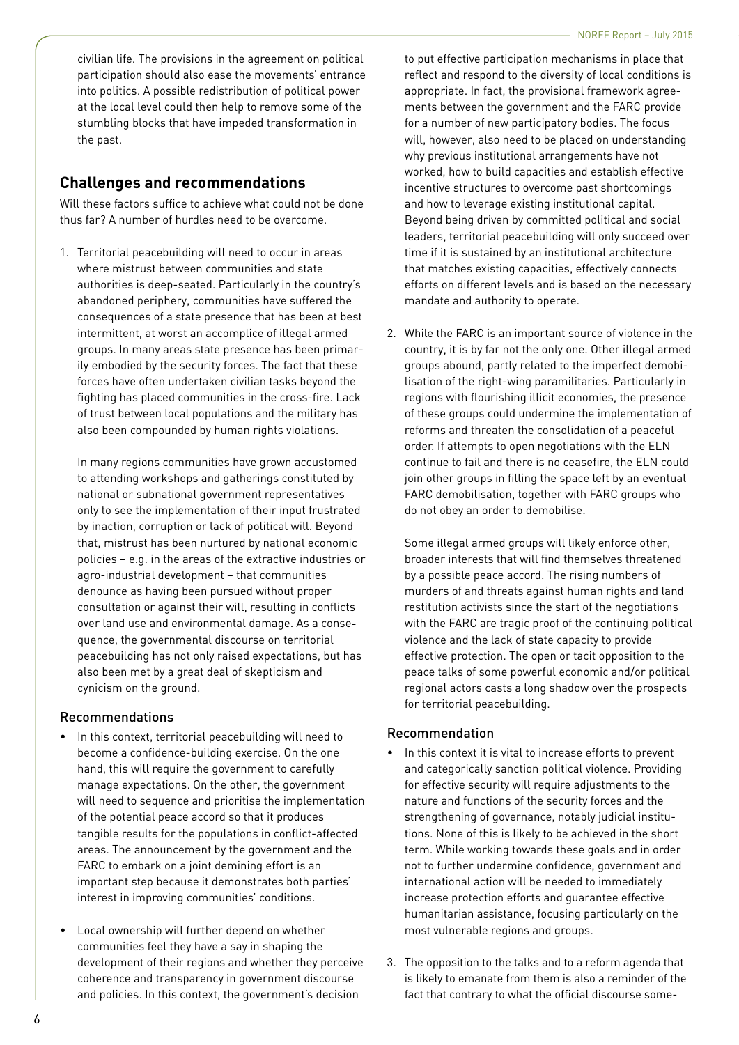civilian life. The provisions in the agreement on political participation should also ease the movements' entrance into politics. A possible redistribution of political power at the local level could then help to remove some of the stumbling blocks that have impeded transformation in the past.

## Challenges and recommendations

Will these factors suffice to achieve what could not be done thus far? A number of hurdles need to be overcome.

1. Territorial peacebuilding will need to occur in areas where mistrust between communities and state authorities is deep-seated. Particularly in the country's abandoned periphery, communities have suffered the consequences of a state presence that has been at best intermittent, at worst an accomplice of illegal armed groups. In many areas state presence has been primarily embodied by the security forces. The fact that these forces have often undertaken civilian tasks beyond the fighting has placed communities in the cross-fire. Lack of trust between local populations and the military has also been compounded by human rights violations.

   In many regions communities have grown accustomed to attending workshops and gatherings constituted by national or subnational government representatives only to see the implementation of their input frustrated by inaction, corruption or lack of political will. Beyond that, mistrust has been nurtured by national economic policies – e.g. in the areas of the extractive industries or agro-industrial development – that communities denounce as having been pursued without proper consultation or against their will, resulting in conflicts over land use and environmental damage. As a consequence, the governmental discourse on territorial peacebuilding has not only raised expectations, but has also been met by a great deal of skepticism and cynicism on the ground.

### Recommendations

- In this context, territorial peacebuilding will need to become a confidence-building exercise. On the one hand, this will require the government to carefully manage expectations. On the other, the government will need to sequence and prioritise the implementation of the potential peace accord so that it produces tangible results for the populations in conflict-affected areas. The announcement by the government and the FARC to embark on a joint demining effort is an important step because it demonstrates both parties' interest in improving communities' conditions.

- Local ownership will further depend on whether communities feel they have a say in shaping the development of their regions and whether they perceive coherence and transparency in government discourse and policies. In this context, the government's decision to put effective participation mechanisms in place that reflect and respond to the diversity of local conditions is appropriate. In fact, the provisional framework agreements between the government and the FARC provide for a number of new participatory bodies. The focus will, however, also need to be placed on understanding why previous institutional arrangements have not worked, how to build capacities and establish effective incentive structures to overcome past shortcomings and how to leverage existing institutional capital. Beyond being driven by committed political and social leaders, territorial peacebuilding will only succeed over time if it is sustained by an institutional architecture that matches existing capacities, effectively connects efforts on different levels and is based on the necessary mandate and authority to operate.

2. While the FARC is an important source of violence in the country, it is by far not the only one. Other illegal armed groups abound, partly related to the imperfect demobilisation of the right-wing paramilitaries. Particularly in regions with flourishing illicit economies, the presence of these groups could undermine the implementation of reforms and threaten the consolidation of a peaceful order. If attempts to open negotiations with the ELN continue to fail and there is no ceasefire, the ELN could join other groups in filling the space left by an eventual FARC demobilisation, together with FARC groups who do not obey an order to demobilise.

   Some illegal armed groups will likely enforce other, broader interests that will find themselves threatened by a possible peace accord. The rising numbers of murders of and threats against human rights and land restitution activists since the start of the negotiations with the FARC are tragic proof of the continuing political violence and the lack of state capacity to provide effective protection. The open or tacit opposition to the peace talks of some powerful economic and/or political regional actors casts a long shadow over the prospects for territorial peacebuilding.

### Recommendation

- In this context it is vital to increase efforts to prevent and categorically sanction political violence. Providing for effective security will require adjustments to the nature and functions of the security forces and the strengthening of governance, notably judicial institutions. None of this is likely to be achieved in the short term. While working towards these goals and in order not to further undermine confidence, government and international action will be needed to immediately increase protection efforts and guarantee effective humanitarian assistance, focusing particularly on the most vulnerable regions and groups.

3. The opposition to the talks and to a reform agenda that is likely to emanate from them is also a reminder of the fact that contrary to what the official discourse some-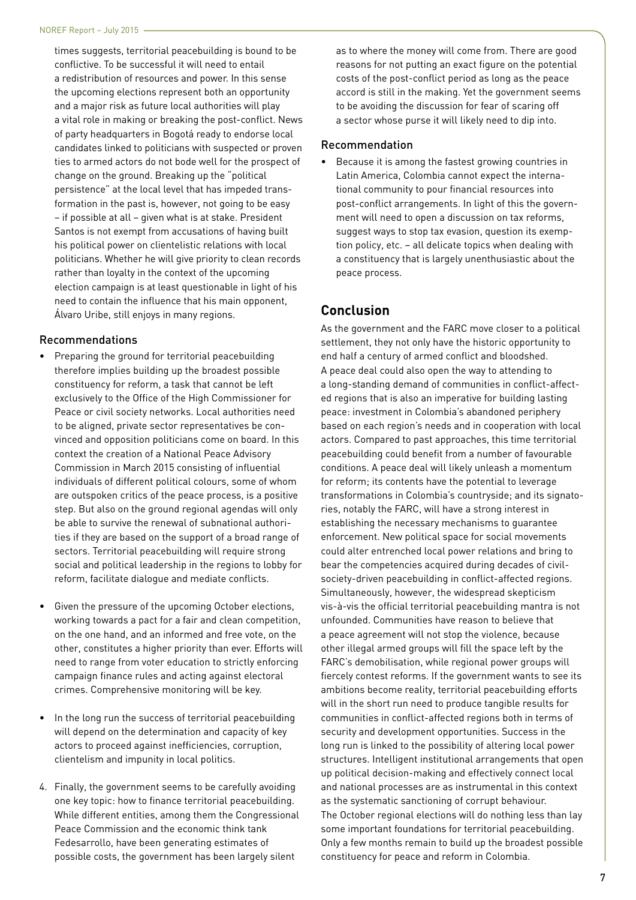times suggests, territorial peacebuilding is bound to be conflictive. To be successful it will need to entail a redistribution of resources and power. In this sense the upcoming elections represent both an opportunity and a major risk as future local authorities will play a vital role in making or breaking the post-conflict. News of party headquarters in Bogotá ready to endorse local candidates linked to politicians with suspected or proven ties to armed actors do not bode well for the prospect of change on the ground. Breaking up the "political persistence" at the local level that has impeded transformation in the past is, however, not going to be easy – if possible at all – given what is at stake. President Santos is not exempt from accusations of having built his political power on clientelistic relations with local politicians. Whether he will give priority to clean records rather than loyalty in the context of the upcoming election campaign is at least questionable in light of his need to contain the influence that his main opponent, Álvaro Uribe, still enjoys in many regions.

### Recommendations

- Preparing the ground for territorial peacebuilding therefore implies building up the broadest possible constituency for reform, a task that cannot be left exclusively to the Office of the High Commissioner for Peace or civil society networks. Local authorities need to be aligned, private sector representatives be convinced and opposition politicians come on board. In this context the creation of a National Peace Advisory Commission in March 2015 consisting of influential individuals of different political colours, some of whom are outspoken critics of the peace process, is a positive step. But also on the ground regional agendas will only be able to survive the renewal of subnational authorities if they are based on the support of a broad range of sectors. Territorial peacebuilding will require strong social and political leadership in the regions to lobby for reform, facilitate dialogue and mediate conflicts.

- Given the pressure of the upcoming October elections, working towards a pact for a fair and clean competition, on the one hand, and an informed and free vote, on the other, constitutes a higher priority than ever. Efforts will need to range from voter education to strictly enforcing campaign finance rules and acting against electoral crimes. Comprehensive monitoring will be key.

- In the long run the success of territorial peacebuilding will depend on the determination and capacity of key actors to proceed against inefficiencies, corruption, clientelism and impunity in local politics.

4. Finally, the government seems to be carefully avoiding one key topic: how to finance territorial peacebuilding. While different entities, among them the Congressional Peace Commission and the economic think tank Fedesarrollo, have been generating estimates of possible costs, the government has been largely silent as to where the money will come from. There are good reasons for not putting an exact figure on the potential costs of the post-conflict period as long as the peace accord is still in the making. Yet the government seems to be avoiding the discussion for fear of scaring off a sector whose purse it will likely need to dip into.

### Recommendation

- Because it is among the fastest growing countries in Latin America, Colombia cannot expect the international community to pour financial resources into post-conflict arrangements. In light of this the government will need to open a discussion on tax reforms, suggest ways to stop tax evasion, question its exemption policy, etc. – all delicate topics when dealing with a constituency that is largely unenthusiastic about the peace process.

## Conclusion

As the government and the FARC move closer to a political settlement, they not only have the historic opportunity to end half a century of armed conflict and bloodshed. A peace deal could also open the way to attending to a long-standing demand of communities in conflict-affected regions that is also an imperative for building lasting peace: investment in Colombia's abandoned periphery based on each region's needs and in cooperation with local actors. Compared to past approaches, this time territorial peacebuilding could benefit from a number of favourable conditions. A peace deal will likely unleash a momentum for reform; its contents have the potential to leverage transformations in Colombia's countryside; and its signatories, notably the FARC, will have a strong interest in establishing the necessary mechanisms to guarantee enforcement. New political space for social movements could alter entrenched local power relations and bring to bear the competencies acquired during decades of civil-society-driven peacebuilding in conflict-affected regions. Simultaneously, however, the widespread skepticism vis-à-vis the official territorial peacebuilding mantra is not unfounded. Communities have reason to believe that a peace agreement will not stop the violence, because other illegal armed groups will fill the space left by the FARC's demobilisation, while regional power groups will fiercely contest reforms. If the government wants to see its ambitions become reality, territorial peacebuilding efforts will in the short run need to produce tangible results for communities in conflict-affected regions both in terms of security and development opportunities. Success in the long run is linked to the possibility of altering local power structures. Intelligent institutional arrangements that open up political decision-making and effectively connect local and national processes are as instrumental in this context as the systematic sanctioning of corrupt behaviour. The October regional elections will do nothing less than lay some important foundations for territorial peacebuilding. Only a few months remain to build up the broadest possible constituency for peace and reform in Colombia.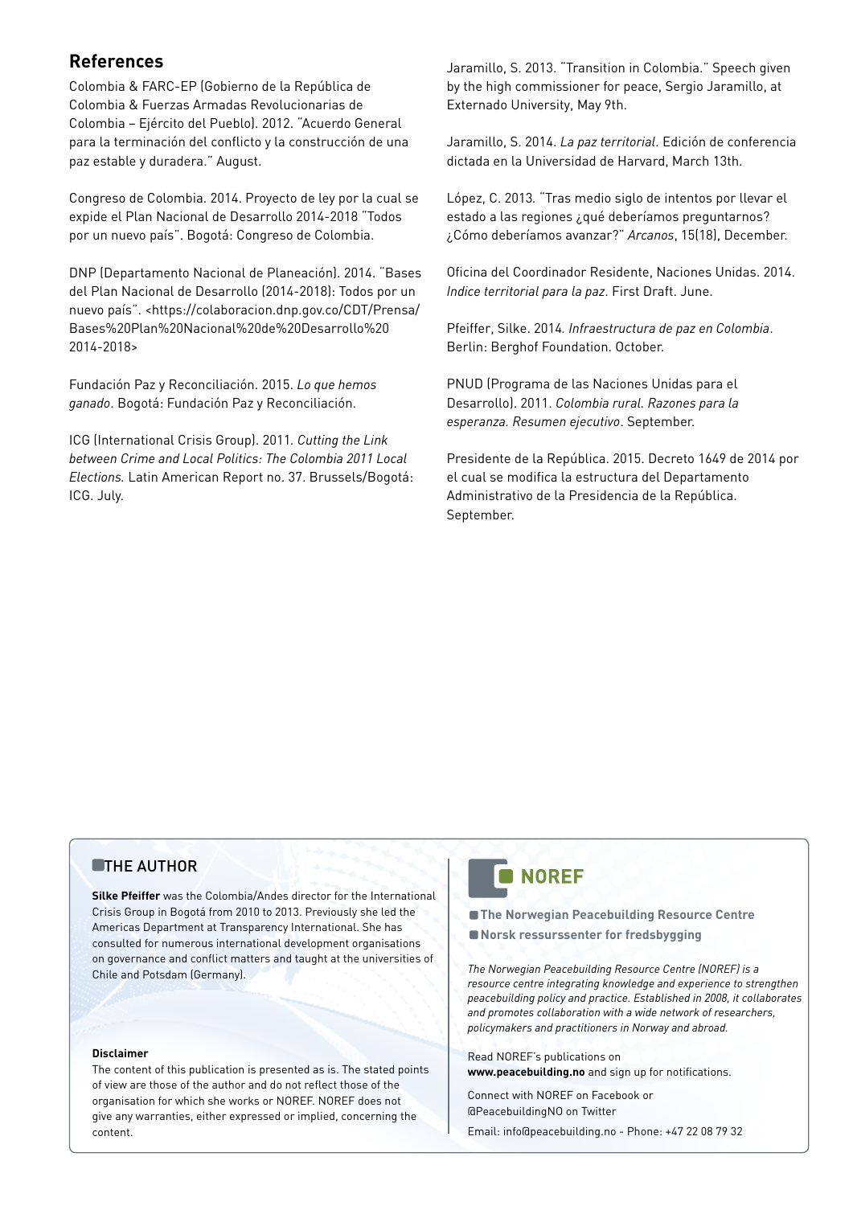## References

Colombia & FARC-EP (Gobierno de la República de Colombia & Fuerzas Armadas Revolucionarias de Colombia – Ejército del Pueblo). 2012. "Acuerdo General para la terminación del conflicto y la construcción de una paz estable y duradera." August.

Congreso de Colombia. 2014. Proyecto de ley por la cual se expide el Plan Nacional de Desarrollo 2014-2018 "Todos por un nuevo país". Bogotá: Congreso de Colombia.

DNP (Departamento Nacional de Planeación). 2014. "Bases del Plan Nacional de Desarrollo (2014-2018): Todos por un nuevo país". <https://colaboracion.dnp.gov.co/CDT/Prensa/Bases%20Plan%20Nacional%20de%20Desarrollo%202014-2018>

Fundación Paz y Reconciliación. 2015. *Lo que hemos ganado*. Bogotá: Fundación Paz y Reconciliación.

ICG (International Crisis Group). 2011. *Cutting the Link between Crime and Local Politics: The Colombia 2011 Local Elections.* Latin American Report no. 37. Brussels/Bogotá: ICG. July.

Jaramillo, S. 2013. "Transition in Colombia." Speech given by the high commissioner for peace, Sergio Jaramillo, at Externado University, May 9th.

Jaramillo, S. 2014. *La paz territorial*. Edición de conferencia dictada en la Universidad de Harvard, March 13th.

López, C. 2013. "Tras medio siglo de intentos por llevar el estado a las regiones ¿qué deberíamos preguntarnos? ¿Cómo deberíamos avanzar?" *Arcanos*, 15(18), December.

Oficina del Coordinador Residente, Naciones Unidas. 2014. *Indice territorial para la paz*. First Draft. June.

Pfeiffer, Silke. 2014. *Infraestructura de paz en Colombia*. Berlin: Berghof Foundation. October.

PNUD (Programa de las Naciones Unidas para el Desarrollo). 2011. *Colombia rural. Razones para la esperanza. Resumen ejecutivo*. September.

Presidente de la República. 2015. Decreto 1649 de 2014 por el cual se modifica la estructura del Departamento Administrativo de la Presidencia de la República. September.

### THE AUTHOR

**Silke Pfeiffer** was the Colombia/Andes director for the International Crisis Group in Bogotá from 2010 to 2013. Previously she led the Americas Department at Transparency International. She has consulted for numerous international development organisations on governance and conflict matters and taught at the universities of Chile and Potsdam (Germany).

**Disclaimer**

The content of this publication is presented as is. The stated points of view are those of the author and do not reflect those of the organisation for which she works or NOREF. NOREF does not give any warranties, either expressed or implied, concerning the content.

**NOREF**

**The Norwegian Peacebuilding Resource Centre**

**Norsk ressurssenter for fredsbygging**

*The Norwegian Peacebuilding Resource Centre (NOREF) is a resource centre integrating knowledge and experience to strengthen peacebuilding policy and practice. Established in 2008, it collaborates and promotes collaboration with a wide network of researchers, policymakers and practitioners in Norway and abroad.*

Read NOREF's publications on **www.peacebuilding.no** and sign up for notifications.

Connect with NOREF on Facebook or @PeacebuildingNO on Twitter

Email: info@peacebuilding.no - Phone: +47 22 08 79 32